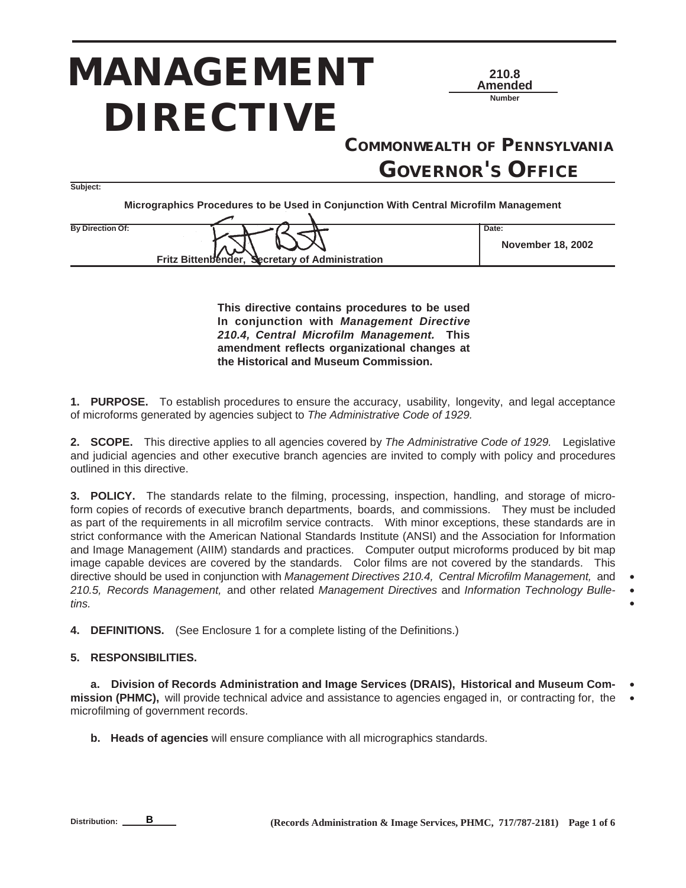# MANAGEMENT DIRECTIVE

**210.8 Amended**
Number

## COMMONWEALTH OF PENNSYLVANIA
## GOVERNOR'S OFFICE

**Subject:**

**Micrographics Procedures to be Used in Conjunction With Central Microfilm Management**

**By Direction Of:**

**Fritz Bittenbender, Secretary of Administration**

**Date:**

**November 18, 2002**

**This directive contains procedures to be used In conjunction with *Management Directive 210.4, Central Microfilm Management.* This amendment reflects organizational changes at the Historical and Museum Commission.**

**1. PURPOSE.** To establish procedures to ensure the accuracy, usability, longevity, and legal acceptance of microforms generated by agencies subject to *The Administrative Code of 1929.*

**2. SCOPE.** This directive applies to all agencies covered by *The Administrative Code of 1929.* Legislative and judicial agencies and other executive branch agencies are invited to comply with policy and procedures outlined in this directive.

**3. POLICY.** The standards relate to the filming, processing, inspection, handling, and storage of microform copies of records of executive branch departments, boards, and commissions. They must be included as part of the requirements in all microfilm service contracts. With minor exceptions, these standards are in strict conformance with the American National Standards Institute (ANSI) and the Association for Information and Image Management (AIIM) standards and practices. Computer output microforms produced by bit map image capable devices are covered by the standards. Color films are not covered by the standards. This directive should be used in conjunction with *Management Directives 210.4, Central Microfilm Management,* and *210.5, Records Management,* and other related *Management Directives* and *Information Technology Bulletins.*

**4. DEFINITIONS.** (See Enclosure 1 for a complete listing of the Definitions.)

**5. RESPONSIBILITIES.**

**a. Division of Records Administration and Image Services (DRAIS), Historical and Museum Commission (PHMC),** will provide technical advice and assistance to agencies engaged in, or contracting for, the microfilming of government records.

**b. Heads of agencies** will ensure compliance with all micrographics standards.

Distribution: **B**

(Records Administration & Image Services, PHMC, 717/787-2181)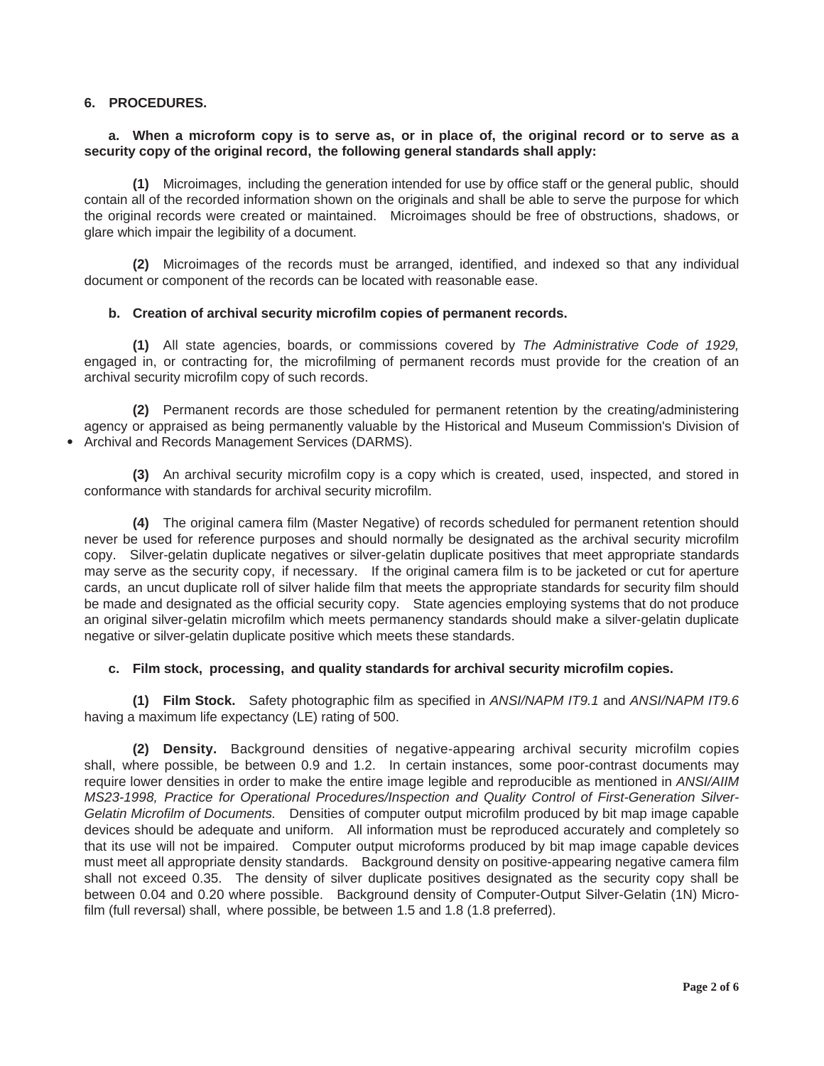**6. PROCEDURES.**

**a. When a microform copy is to serve as, or in place of, the original record or to serve as a security copy of the original record, the following general standards shall apply:**

**(1)** Microimages, including the generation intended for use by office staff or the general public, should contain all of the recorded information shown on the originals and shall be able to serve the purpose for which the original records were created or maintained. Microimages should be free of obstructions, shadows, or glare which impair the legibility of a document.

**(2)** Microimages of the records must be arranged, identified, and indexed so that any individual document or component of the records can be located with reasonable ease.

**b. Creation of archival security microfilm copies of permanent records.**

**(1)** All state agencies, boards, or commissions covered by *The Administrative Code of 1929,* engaged in, or contracting for, the microfilming of permanent records must provide for the creation of an archival security microfilm copy of such records.

**(2)** Permanent records are those scheduled for permanent retention by the creating/administering agency or appraised as being permanently valuable by the Historical and Museum Commission's Division of Archival and Records Management Services (DARMS).

**(3)** An archival security microfilm copy is a copy which is created, used, inspected, and stored in conformance with standards for archival security microfilm.

**(4)** The original camera film (Master Negative) of records scheduled for permanent retention should never be used for reference purposes and should normally be designated as the archival security microfilm copy. Silver-gelatin duplicate negatives or silver-gelatin duplicate positives that meet appropriate standards may serve as the security copy, if necessary. If the original camera film is to be jacketed or cut for aperture cards, an uncut duplicate roll of silver halide film that meets the appropriate standards for security film should be made and designated as the official security copy. State agencies employing systems that do not produce an original silver-gelatin microfilm which meets permanency standards should make a silver-gelatin duplicate negative or silver-gelatin duplicate positive which meets these standards.

**c. Film stock, processing, and quality standards for archival security microfilm copies.**

**(1) Film Stock.** Safety photographic film as specified in *ANSI/NAPM IT9.1* and *ANSI/NAPM IT9.6* having a maximum life expectancy (LE) rating of 500.

**(2) Density.** Background densities of negative-appearing archival security microfilm copies shall, where possible, be between 0.9 and 1.2. In certain instances, some poor-contrast documents may require lower densities in order to make the entire image legible and reproducible as mentioned in *ANSI/AIIM MS23-1998, Practice for Operational Procedures/Inspection and Quality Control of First-Generation Silver-Gelatin Microfilm of Documents.* Densities of computer output microfilm produced by bit map image capable devices should be adequate and uniform. All information must be reproduced accurately and completely so that its use will not be impaired. Computer output microforms produced by bit map image capable devices must meet all appropriate density standards. Background density on positive-appearing negative camera film shall not exceed 0.35. The density of silver duplicate positives designated as the security copy shall be between 0.04 and 0.20 where possible. Background density of Computer-Output Silver-Gelatin (1N) Microfilm (full reversal) shall, where possible, be between 1.5 and 1.8 (1.8 preferred).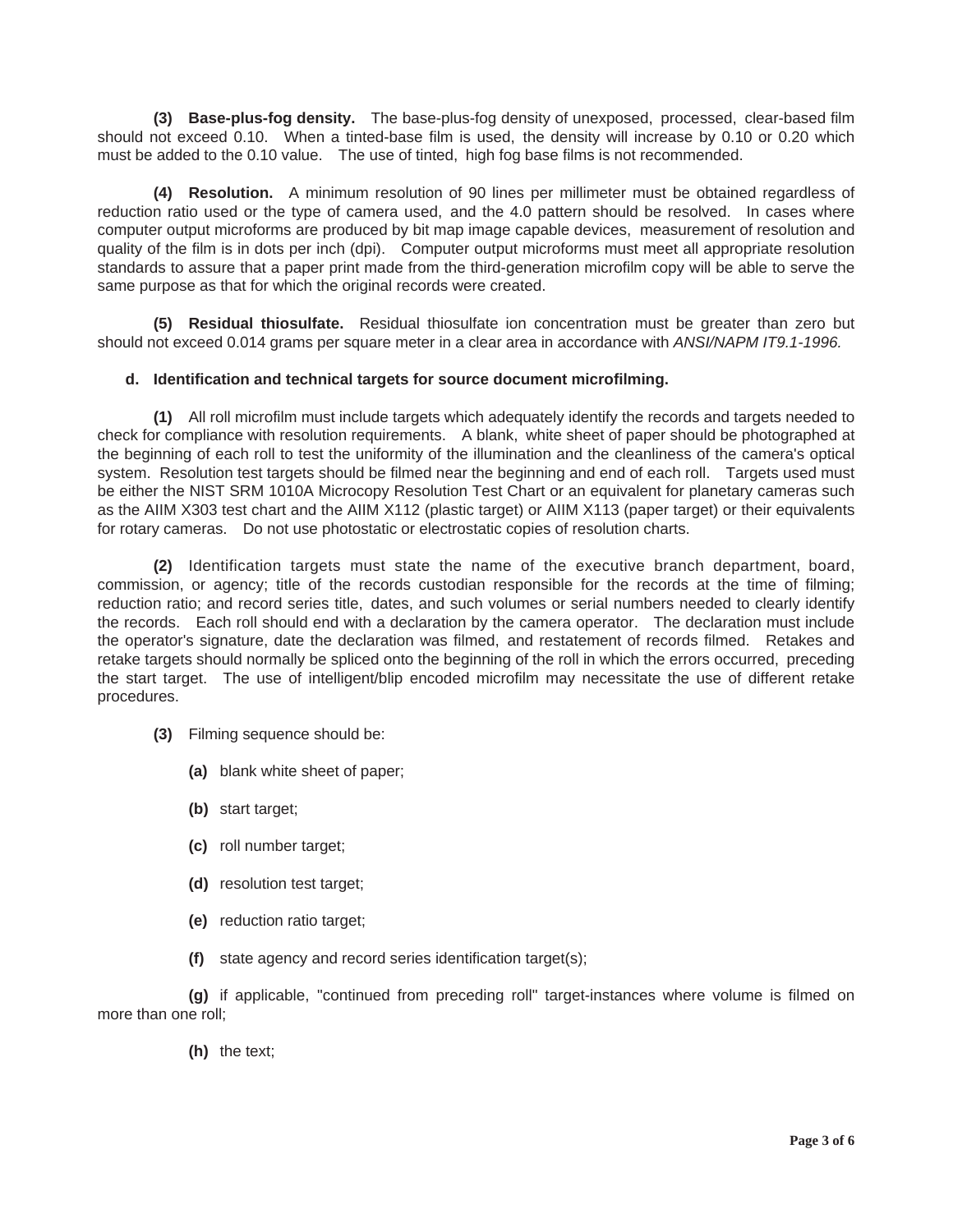**(3) Base-plus-fog density.** The base-plus-fog density of unexposed, processed, clear-based film should not exceed 0.10. When a tinted-base film is used, the density will increase by 0.10 or 0.20 which must be added to the 0.10 value. The use of tinted, high fog base films is not recommended.

**(4) Resolution.** A minimum resolution of 90 lines per millimeter must be obtained regardless of reduction ratio used or the type of camera used, and the 4.0 pattern should be resolved. In cases where computer output microforms are produced by bit map image capable devices, measurement of resolution and quality of the film is in dots per inch (dpi). Computer output microforms must meet all appropriate resolution standards to assure that a paper print made from the third-generation microfilm copy will be able to serve the same purpose as that for which the original records were created.

**(5) Residual thiosulfate.** Residual thiosulfate ion concentration must be greater than zero but should not exceed 0.014 grams per square meter in a clear area in accordance with *ANSI/NAPM IT9.1-1996.*

**d. Identification and technical targets for source document microfilming.**

**(1)** All roll microfilm must include targets which adequately identify the records and targets needed to check for compliance with resolution requirements. A blank, white sheet of paper should be photographed at the beginning of each roll to test the uniformity of the illumination and the cleanliness of the camera's optical system. Resolution test targets should be filmed near the beginning and end of each roll. Targets used must be either the NIST SRM 1010A Microcopy Resolution Test Chart or an equivalent for planetary cameras such as the AIIM X303 test chart and the AIIM X112 (plastic target) or AIIM X113 (paper target) or their equivalents for rotary cameras. Do not use photostatic or electrostatic copies of resolution charts.

**(2)** Identification targets must state the name of the executive branch department, board, commission, or agency; title of the records custodian responsible for the records at the time of filming; reduction ratio; and record series title, dates, and such volumes or serial numbers needed to clearly identify the records. Each roll should end with a declaration by the camera operator. The declaration must include the operator's signature, date the declaration was filmed, and restatement of records filmed. Retakes and retake targets should normally be spliced onto the beginning of the roll in which the errors occurred, preceding the start target. The use of intelligent/blip encoded microfilm may necessitate the use of different retake procedures.

**(3)** Filming sequence should be:

**(a)** blank white sheet of paper;

**(b)** start target;

**(c)** roll number target;

**(d)** resolution test target;

**(e)** reduction ratio target;

**(f)** state agency and record series identification target(s);

**(g)** if applicable, "continued from preceding roll" target-instances where volume is filmed on more than one roll;

**(h)** the text;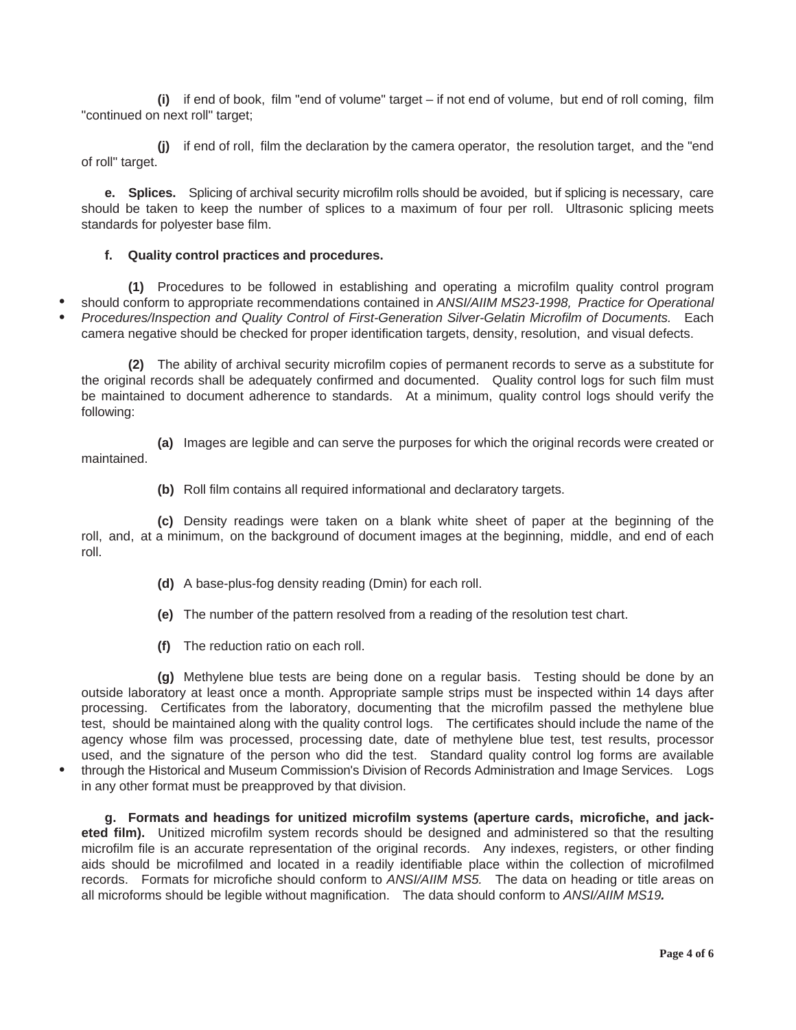**(i)** if end of book, film "end of volume" target – if not end of volume, but end of roll coming, film "continued on next roll" target;

**(j)** if end of roll, film the declaration by the camera operator, the resolution target, and the "end of roll" target.

**e. Splices.** Splicing of archival security microfilm rolls should be avoided, but if splicing is necessary, care should be taken to keep the number of splices to a maximum of four per roll. Ultrasonic splicing meets standards for polyester base film.

**f. Quality control practices and procedures.**

**(1)** Procedures to be followed in establishing and operating a microfilm quality control program should conform to appropriate recommendations contained in *ANSI/AIIM MS23-1998, Practice for Operational Procedures/Inspection and Quality Control of First-Generation Silver-Gelatin Microfilm of Documents.* Each camera negative should be checked for proper identification targets, density, resolution, and visual defects.

**(2)** The ability of archival security microfilm copies of permanent records to serve as a substitute for the original records shall be adequately confirmed and documented. Quality control logs for such film must be maintained to document adherence to standards. At a minimum, quality control logs should verify the following:

**(a)** Images are legible and can serve the purposes for which the original records were created or maintained.

**(b)** Roll film contains all required informational and declaratory targets.

**(c)** Density readings were taken on a blank white sheet of paper at the beginning of the roll, and, at a minimum, on the background of document images at the beginning, middle, and end of each roll.

**(d)** A base-plus-fog density reading (Dmin) for each roll.

**(e)** The number of the pattern resolved from a reading of the resolution test chart.

**(f)** The reduction ratio on each roll.

**(g)** Methylene blue tests are being done on a regular basis. Testing should be done by an outside laboratory at least once a month. Appropriate sample strips must be inspected within 14 days after processing. Certificates from the laboratory, documenting that the microfilm passed the methylene blue test, should be maintained along with the quality control logs. The certificates should include the name of the agency whose film was processed, processing date, date of methylene blue test, test results, processor used, and the signature of the person who did the test. Standard quality control log forms are available through the Historical and Museum Commission's Division of Records Administration and Image Services. Logs in any other format must be preapproved by that division.

**g. Formats and headings for unitized microfilm systems (aperture cards, microfiche, and jacketed film).** Unitized microfilm system records should be designed and administered so that the resulting microfilm file is an accurate representation of the original records. Any indexes, registers, or other finding aids should be microfilmed and located in a readily identifiable place within the collection of microfilmed records. Formats for microfiche should conform to *ANSI/AIIM MS5.* The data on heading or title areas on all microforms should be legible without magnification. The data should conform to *ANSI/AIIM MS19.*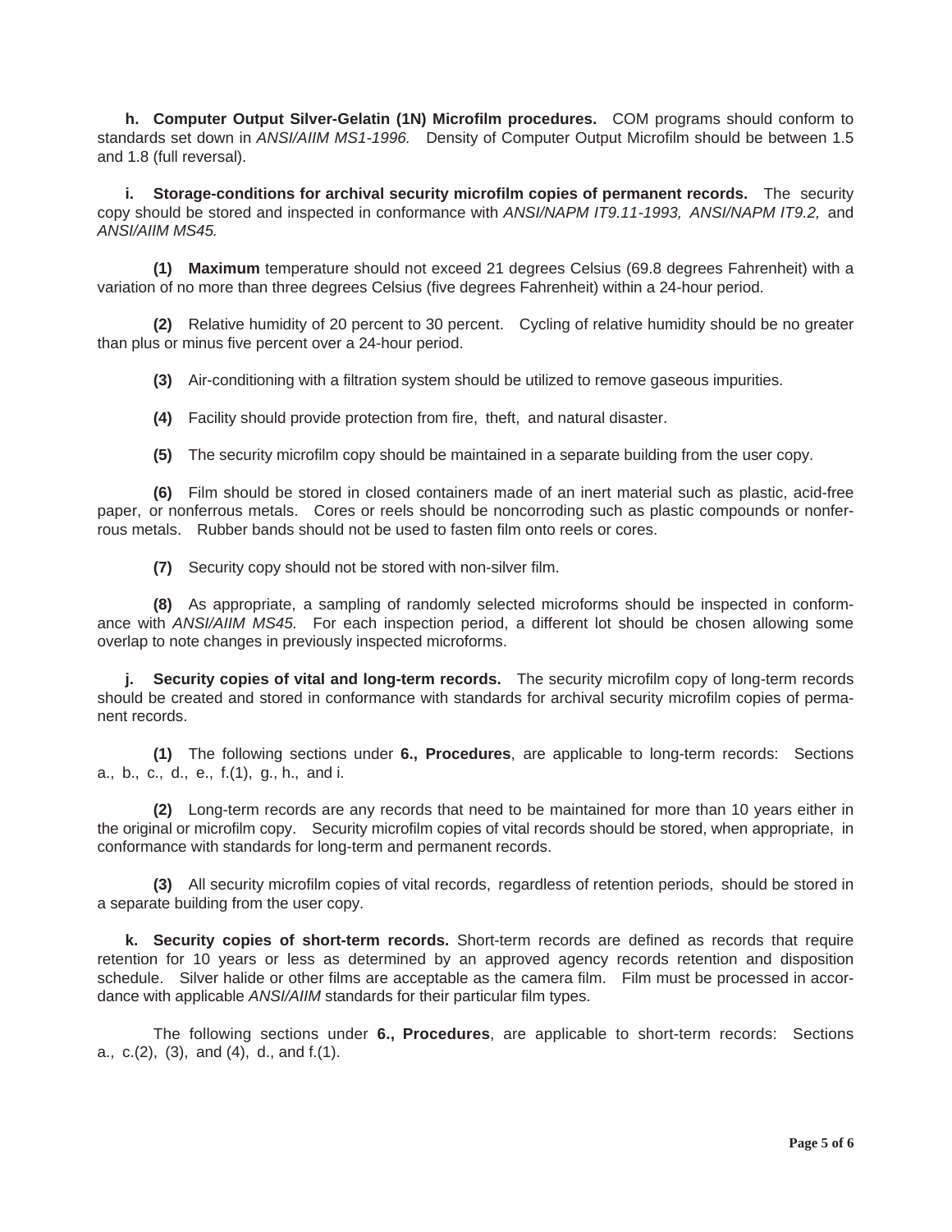**h. Computer Output Silver-Gelatin (1N) Microfilm procedures.** COM programs should conform to standards set down in *ANSI/AIIM MS1-1996.* Density of Computer Output Microfilm should be between 1.5 and 1.8 (full reversal).

**i. Storage-conditions for archival security microfilm copies of permanent records.** The security copy should be stored and inspected in conformance with *ANSI/NAPM IT9.11-1993, ANSI/NAPM IT9.2,* and *ANSI/AIIM MS45.*

**(1) Maximum** temperature should not exceed 21 degrees Celsius (69.8 degrees Fahrenheit) with a variation of no more than three degrees Celsius (five degrees Fahrenheit) within a 24-hour period.

**(2)** Relative humidity of 20 percent to 30 percent. Cycling of relative humidity should be no greater than plus or minus five percent over a 24-hour period.

**(3)** Air-conditioning with a filtration system should be utilized to remove gaseous impurities.

**(4)** Facility should provide protection from fire, theft, and natural disaster.

**(5)** The security microfilm copy should be maintained in a separate building from the user copy.

**(6)** Film should be stored in closed containers made of an inert material such as plastic, acid-free paper, or nonferrous metals. Cores or reels should be noncorroding such as plastic compounds or nonferrous metals. Rubber bands should not be used to fasten film onto reels or cores.

**(7)** Security copy should not be stored with non-silver film.

**(8)** As appropriate, a sampling of randomly selected microforms should be inspected in conformance with *ANSI/AIIM MS45.* For each inspection period, a different lot should be chosen allowing some overlap to note changes in previously inspected microforms.

**j. Security copies of vital and long-term records.** The security microfilm copy of long-term records should be created and stored in conformance with standards for archival security microfilm copies of permanent records.

**(1)** The following sections under **6., Procedures**, are applicable to long-term records: Sections a., b., c., d., e., f.(1), g., h., and i.

**(2)** Long-term records are any records that need to be maintained for more than 10 years either in the original or microfilm copy. Security microfilm copies of vital records should be stored, when appropriate, in conformance with standards for long-term and permanent records.

**(3)** All security microfilm copies of vital records, regardless of retention periods, should be stored in a separate building from the user copy.

**k. Security copies of short-term records.** Short-term records are defined as records that require retention for 10 years or less as determined by an approved agency records retention and disposition schedule. Silver halide or other films are acceptable as the camera film. Film must be processed in accordance with applicable *ANSI/AIIM* standards for their particular film types.

The following sections under **6., Procedures**, are applicable to short-term records: Sections a., c.(2), (3), and (4), d., and f.(1).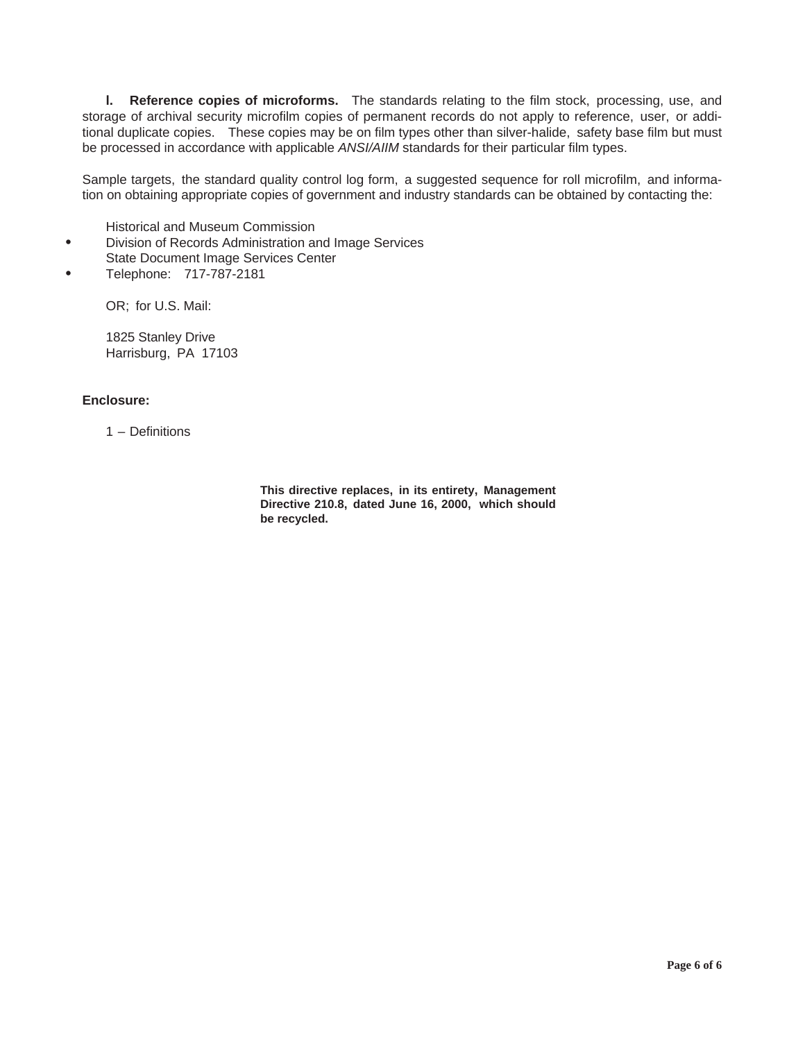**l. Reference copies of microforms.** The standards relating to the film stock, processing, use, and storage of archival security microfilm copies of permanent records do not apply to reference, user, or additional duplicate copies. These copies may be on film types other than silver-halide, safety base film but must be processed in accordance with applicable *ANSI/AIIM* standards for their particular film types.

Sample targets, the standard quality control log form, a suggested sequence for roll microfilm, and information on obtaining appropriate copies of government and industry standards can be obtained by contacting the:

Historical and Museum Commission
- Division of Records Administration and Image Services

State Document Image Services Center
- Telephone: 717-787-2181

OR; for U.S. Mail:

1825 Stanley Drive
Harrisburg, PA 17103

**Enclosure:**

1 – Definitions

**This directive replaces, in its entirety, Management Directive 210.8, dated June 16, 2000, which should be recycled.**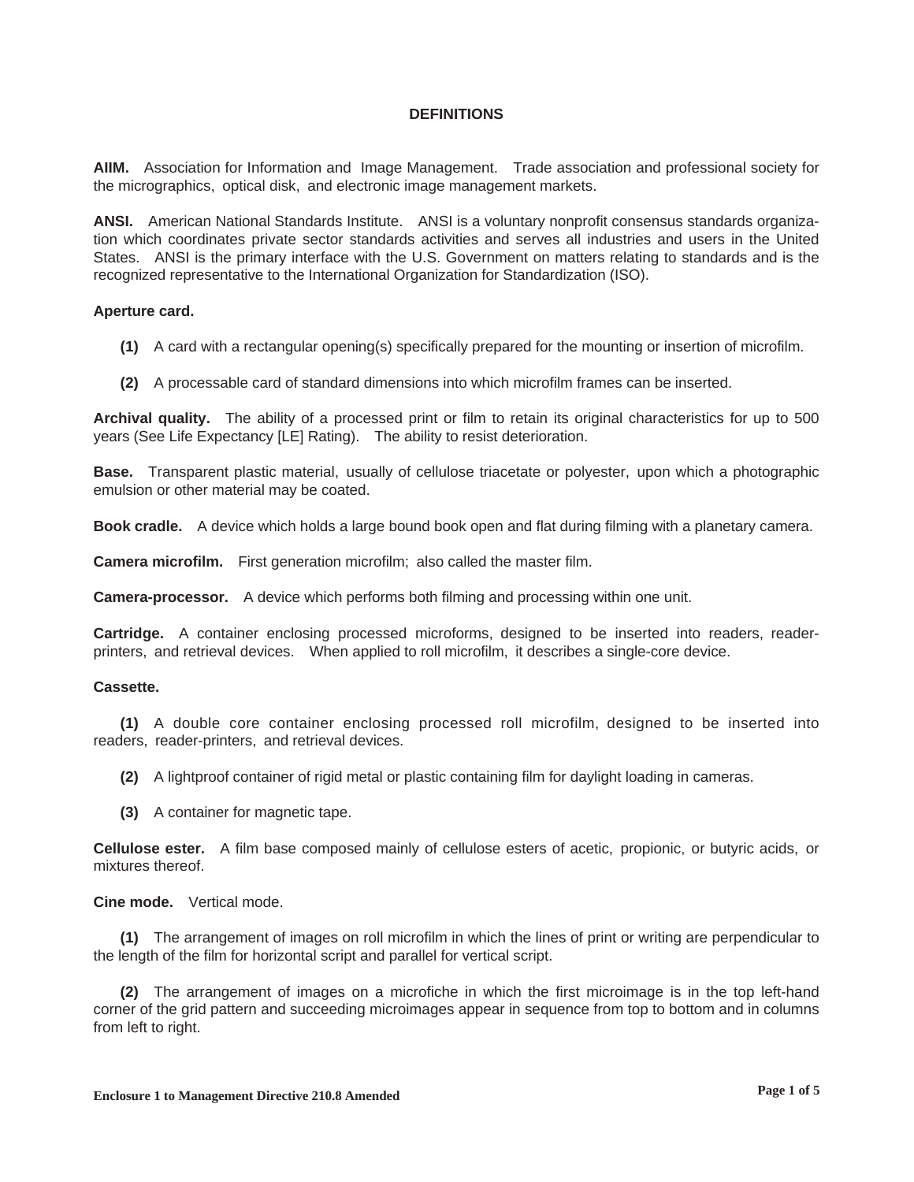## DEFINITIONS

**AIIM.** Association for Information and Image Management. Trade association and professional society for the micrographics, optical disk, and electronic image management markets.

**ANSI.** American National Standards Institute. ANSI is a voluntary nonprofit consensus standards organization which coordinates private sector standards activities and serves all industries and users in the United States. ANSI is the primary interface with the U.S. Government on matters relating to standards and is the recognized representative to the International Organization for Standardization (ISO).

**Aperture card.**

**(1)** A card with a rectangular opening(s) specifically prepared for the mounting or insertion of microfilm.

**(2)** A processable card of standard dimensions into which microfilm frames can be inserted.

**Archival quality.** The ability of a processed print or film to retain its original characteristics for up to 500 years (See Life Expectancy [LE] Rating). The ability to resist deterioration.

**Base.** Transparent plastic material, usually of cellulose triacetate or polyester, upon which a photographic emulsion or other material may be coated.

**Book cradle.** A device which holds a large bound book open and flat during filming with a planetary camera.

**Camera microfilm.** First generation microfilm; also called the master film.

**Camera-processor.** A device which performs both filming and processing within one unit.

**Cartridge.** A container enclosing processed microforms, designed to be inserted into readers, reader-printers, and retrieval devices. When applied to roll microfilm, it describes a single-core device.

**Cassette.**

**(1)** A double core container enclosing processed roll microfilm, designed to be inserted into readers, reader-printers, and retrieval devices.

**(2)** A lightproof container of rigid metal or plastic containing film for daylight loading in cameras.

**(3)** A container for magnetic tape.

**Cellulose ester.** A film base composed mainly of cellulose esters of acetic, propionic, or butyric acids, or mixtures thereof.

**Cine mode.** Vertical mode.

**(1)** The arrangement of images on roll microfilm in which the lines of print or writing are perpendicular to the length of the film for horizontal script and parallel for vertical script.

**(2)** The arrangement of images on a microfiche in which the first microimage is in the top left-hand corner of the grid pattern and succeeding microimages appear in sequence from top to bottom and in columns from left to right.

Enclosure 1 to Management Directive 210.8 Amended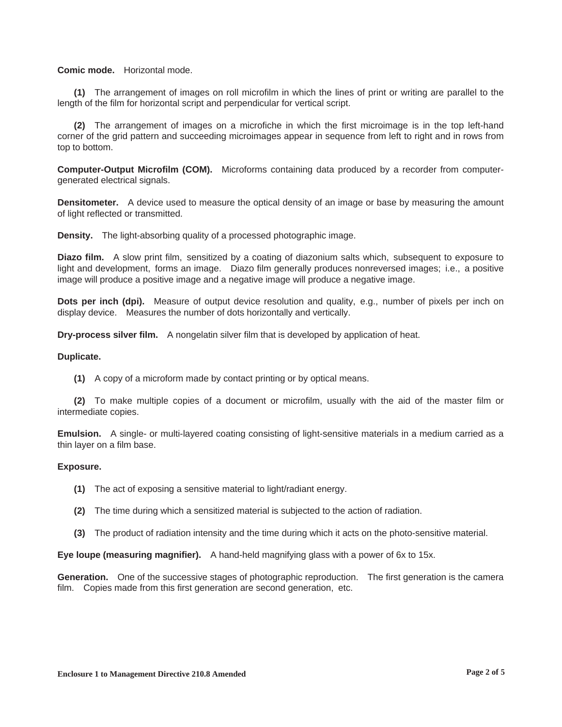**Comic mode.** Horizontal mode.

**(1)** The arrangement of images on roll microfilm in which the lines of print or writing are parallel to the length of the film for horizontal script and perpendicular for vertical script.

**(2)** The arrangement of images on a microfiche in which the first microimage is in the top left-hand corner of the grid pattern and succeeding microimages appear in sequence from left to right and in rows from top to bottom.

**Computer-Output Microfilm (COM).** Microforms containing data produced by a recorder from computer-generated electrical signals.

**Densitometer.** A device used to measure the optical density of an image or base by measuring the amount of light reflected or transmitted.

**Density.** The light-absorbing quality of a processed photographic image.

**Diazo film.** A slow print film, sensitized by a coating of diazonium salts which, subsequent to exposure to light and development, forms an image. Diazo film generally produces nonreversed images; i.e., a positive image will produce a positive image and a negative image will produce a negative image.

**Dots per inch (dpi).** Measure of output device resolution and quality, e.g., number of pixels per inch on display device. Measures the number of dots horizontally and vertically.

**Dry-process silver film.** A nongelatin silver film that is developed by application of heat.

**Duplicate.**

**(1)** A copy of a microform made by contact printing or by optical means.

**(2)** To make multiple copies of a document or microfilm, usually with the aid of the master film or intermediate copies.

**Emulsion.** A single- or multi-layered coating consisting of light-sensitive materials in a medium carried as a thin layer on a film base.

**Exposure.**

**(1)** The act of exposing a sensitive material to light/radiant energy.

**(2)** The time during which a sensitized material is subjected to the action of radiation.

**(3)** The product of radiation intensity and the time during which it acts on the photo-sensitive material.

**Eye loupe (measuring magnifier).** A hand-held magnifying glass with a power of 6x to 15x.

**Generation.** One of the successive stages of photographic reproduction. The first generation is the camera film. Copies made from this first generation are second generation, etc.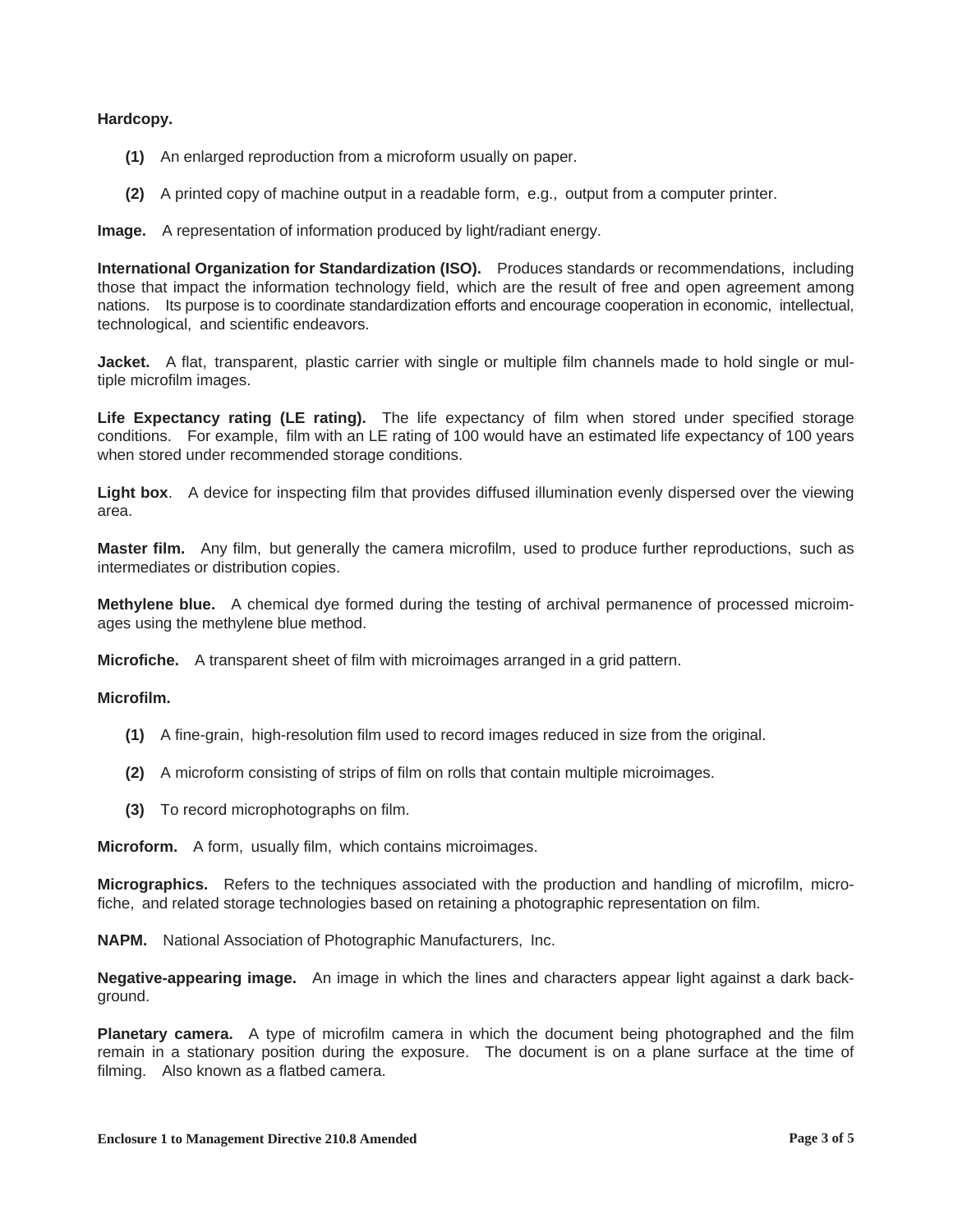**Hardcopy.**

- **(1)** An enlarged reproduction from a microform usually on paper.
- **(2)** A printed copy of machine output in a readable form, e.g., output from a computer printer.

**Image.** A representation of information produced by light/radiant energy.

**International Organization for Standardization (ISO).** Produces standards or recommendations, including those that impact the information technology field, which are the result of free and open agreement among nations. Its purpose is to coordinate standardization efforts and encourage cooperation in economic, intellectual, technological, and scientific endeavors.

**Jacket.** A flat, transparent, plastic carrier with single or multiple film channels made to hold single or multiple microfilm images.

**Life Expectancy rating (LE rating).** The life expectancy of film when stored under specified storage conditions. For example, film with an LE rating of 100 would have an estimated life expectancy of 100 years when stored under recommended storage conditions.

**Light box**. A device for inspecting film that provides diffused illumination evenly dispersed over the viewing area.

**Master film.** Any film, but generally the camera microfilm, used to produce further reproductions, such as intermediates or distribution copies.

**Methylene blue.** A chemical dye formed during the testing of archival permanence of processed microimages using the methylene blue method.

**Microfiche.** A transparent sheet of film with microimages arranged in a grid pattern.

**Microfilm.**

- **(1)** A fine-grain, high-resolution film used to record images reduced in size from the original.
- **(2)** A microform consisting of strips of film on rolls that contain multiple microimages.
- **(3)** To record microphotographs on film.

**Microform.** A form, usually film, which contains microimages.

**Micrographics.** Refers to the techniques associated with the production and handling of microfilm, microfiche, and related storage technologies based on retaining a photographic representation on film.

**NAPM.** National Association of Photographic Manufacturers, Inc.

**Negative-appearing image.** An image in which the lines and characters appear light against a dark background.

**Planetary camera.** A type of microfilm camera in which the document being photographed and the film remain in a stationary position during the exposure. The document is on a plane surface at the time of filming. Also known as a flatbed camera.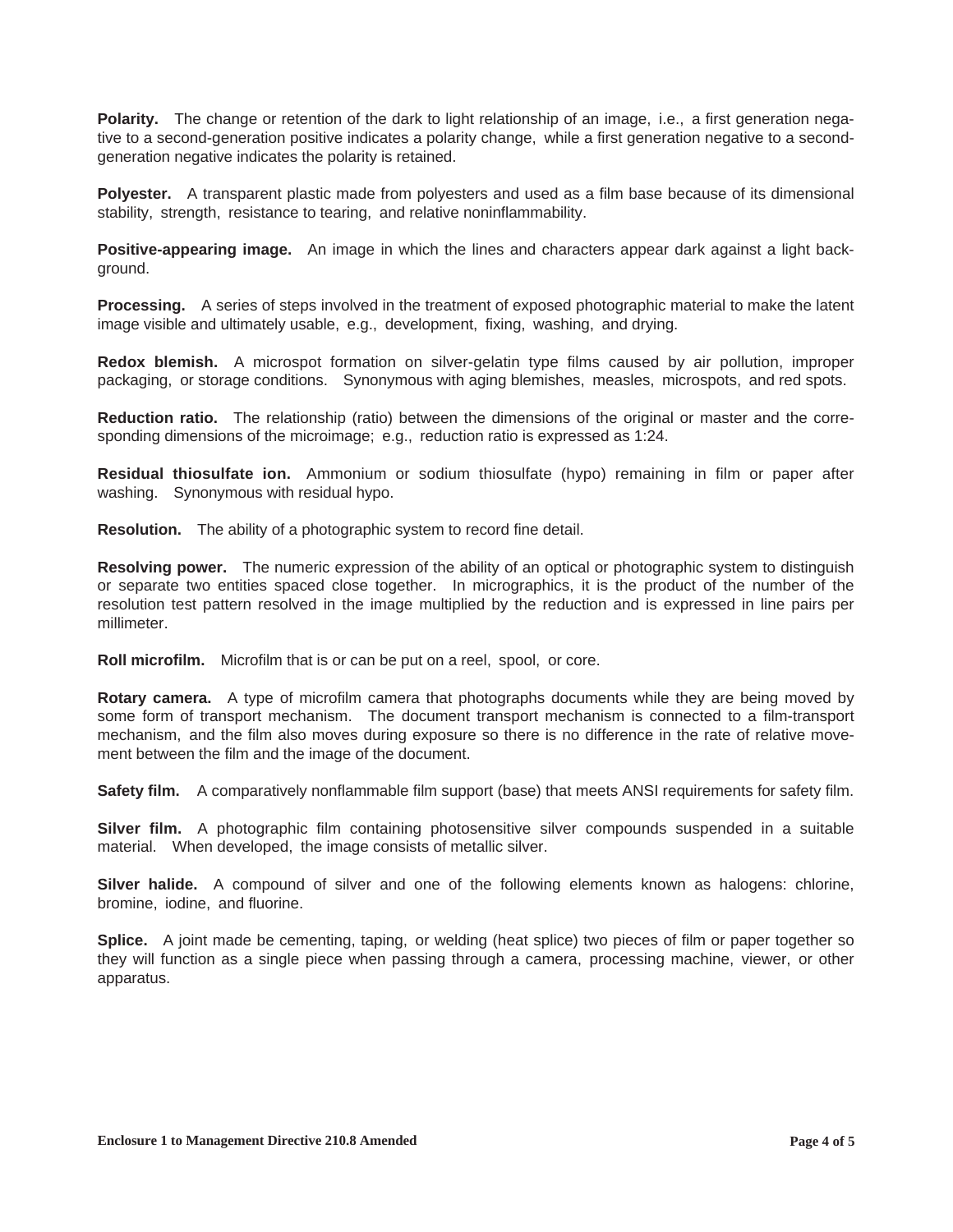**Polarity.** The change or retention of the dark to light relationship of an image, i.e., a first generation negative to a second-generation positive indicates a polarity change, while a first generation negative to a second-generation negative indicates the polarity is retained.

**Polyester.** A transparent plastic made from polyesters and used as a film base because of its dimensional stability, strength, resistance to tearing, and relative noninflammability.

**Positive-appearing image.** An image in which the lines and characters appear dark against a light background.

**Processing.** A series of steps involved in the treatment of exposed photographic material to make the latent image visible and ultimately usable, e.g., development, fixing, washing, and drying.

**Redox blemish.** A microspot formation on silver-gelatin type films caused by air pollution, improper packaging, or storage conditions. Synonymous with aging blemishes, measles, microspots, and red spots.

**Reduction ratio.** The relationship (ratio) between the dimensions of the original or master and the corresponding dimensions of the microimage; e.g., reduction ratio is expressed as 1:24.

**Residual thiosulfate ion.** Ammonium or sodium thiosulfate (hypo) remaining in film or paper after washing. Synonymous with residual hypo.

**Resolution.** The ability of a photographic system to record fine detail.

**Resolving power.** The numeric expression of the ability of an optical or photographic system to distinguish or separate two entities spaced close together. In micrographics, it is the product of the number of the resolution test pattern resolved in the image multiplied by the reduction and is expressed in line pairs per millimeter.

**Roll microfilm.** Microfilm that is or can be put on a reel, spool, or core.

**Rotary camera.** A type of microfilm camera that photographs documents while they are being moved by some form of transport mechanism. The document transport mechanism is connected to a film-transport mechanism, and the film also moves during exposure so there is no difference in the rate of relative movement between the film and the image of the document.

**Safety film.** A comparatively nonflammable film support (base) that meets ANSI requirements for safety film.

**Silver film.** A photographic film containing photosensitive silver compounds suspended in a suitable material. When developed, the image consists of metallic silver.

**Silver halide.** A compound of silver and one of the following elements known as halogens: chlorine, bromine, iodine, and fluorine.

**Splice.** A joint made be cementing, taping, or welding (heat splice) two pieces of film or paper together so they will function as a single piece when passing through a camera, processing machine, viewer, or other apparatus.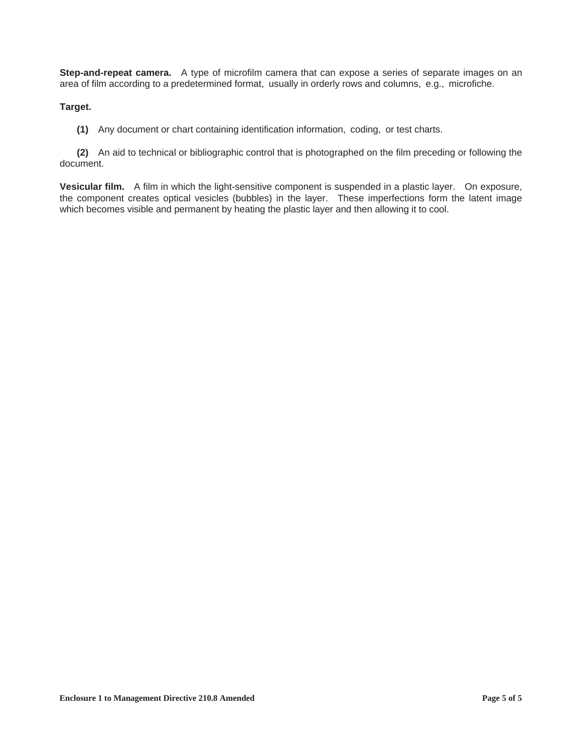**Step-and-repeat camera.** A type of microfilm camera that can expose a series of separate images on an area of film according to a predetermined format, usually in orderly rows and columns, e.g., microfiche.

**Target.**

**(1)** Any document or chart containing identification information, coding, or test charts.

**(2)** An aid to technical or bibliographic control that is photographed on the film preceding or following the document.

**Vesicular film.** A film in which the light-sensitive component is suspended in a plastic layer. On exposure, the component creates optical vesicles (bubbles) in the layer. These imperfections form the latent image which becomes visible and permanent by heating the plastic layer and then allowing it to cool.